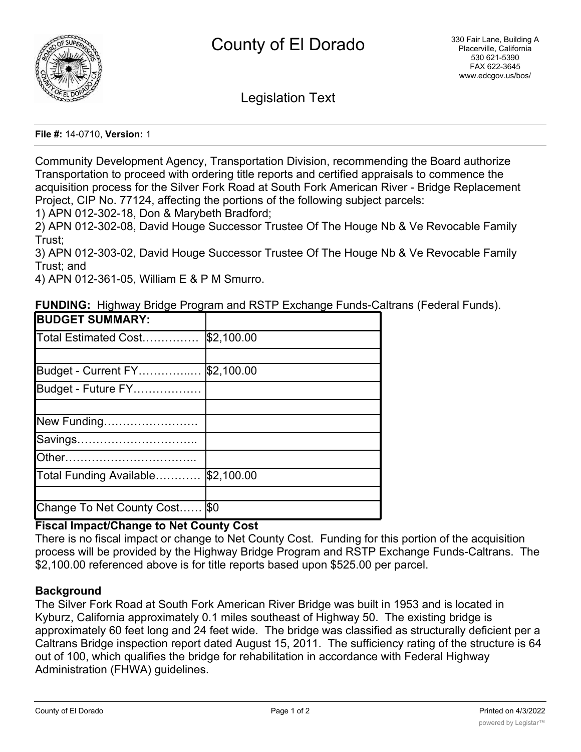# County of El Dorado

330 Fair Lane, Building A
Placerville, California
530 621-5390
FAX 622-3645
www.edcgov.us/bos/

## Legislation Text

**File #:** 14-0710, **Version:** 1

Community Development Agency, Transportation Division, recommending the Board authorize Transportation to proceed with ordering title reports and certified appraisals to commence the acquisition process for the Silver Fork Road at South Fork American River - Bridge Replacement Project, CIP No. 77124, affecting the portions of the following subject parcels:

1) APN 012-302-18, Don & Marybeth Bradford;
2) APN 012-302-08, David Houge Successor Trustee Of The Houge Nb & Ve Revocable Family Trust;
3) APN 012-303-02, David Houge Successor Trustee Of The Houge Nb & Ve Revocable Family Trust; and
4) APN 012-361-05, William E & P M Smurro.

**FUNDING:** Highway Bridge Program and RSTP Exchange Funds-Caltrans (Federal Funds).

| **BUDGET SUMMARY:** | |
|---|---|
| Total Estimated Cost…………… | $2,100.00 |
| | |
| Budget - Current FY…………..… | $2,100.00 |
| Budget - Future FY……………… | |
| | |
| New Funding……………………. | |
| Savings………………………….. | |
| Other…………………………….. | |
| Total Funding Available………… | $2,100.00 |
| | |
| Change To Net County Cost…… | $0 |

**Fiscal Impact/Change to Net County Cost**

There is no fiscal impact or change to Net County Cost. Funding for this portion of the acquisition process will be provided by the Highway Bridge Program and RSTP Exchange Funds-Caltrans. The $2,100.00 referenced above is for title reports based upon $525.00 per parcel.

**Background**

The Silver Fork Road at South Fork American River Bridge was built in 1953 and is located in Kyburz, California approximately 0.1 miles southeast of Highway 50. The existing bridge is approximately 60 feet long and 24 feet wide. The bridge was classified as structurally deficient per a Caltrans Bridge inspection report dated August 15, 2011. The sufficiency rating of the structure is 64 out of 100, which qualifies the bridge for rehabilitation in accordance with Federal Highway Administration (FHWA) guidelines.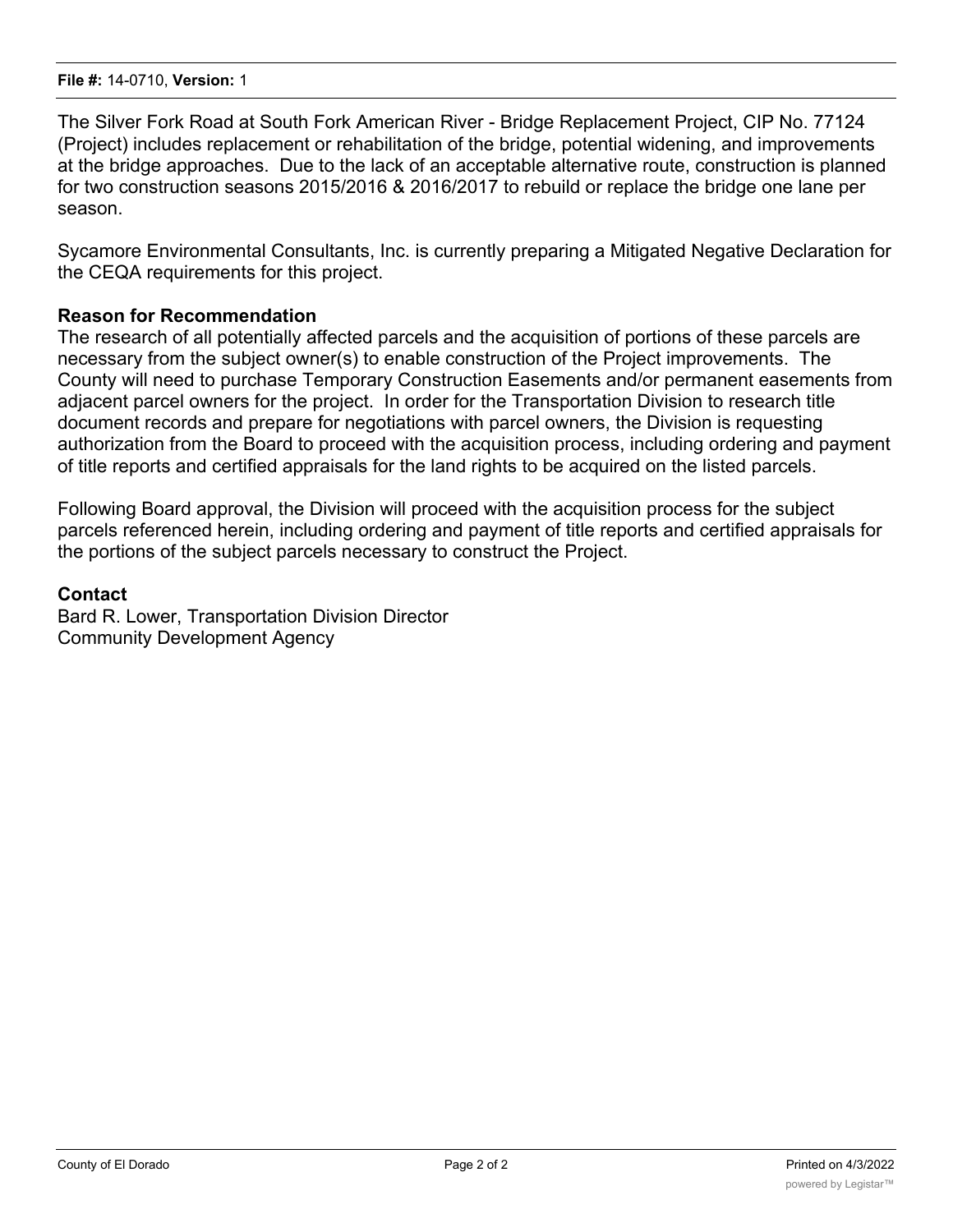The Silver Fork Road at South Fork American River - Bridge Replacement Project, CIP No. 77124 (Project) includes replacement or rehabilitation of the bridge, potential widening, and improvements at the bridge approaches. Due to the lack of an acceptable alternative route, construction is planned for two construction seasons 2015/2016 & 2016/2017 to rebuild or replace the bridge one lane per season.

Sycamore Environmental Consultants, Inc. is currently preparing a Mitigated Negative Declaration for the CEQA requirements for this project.

## Reason for Recommendation

The research of all potentially affected parcels and the acquisition of portions of these parcels are necessary from the subject owner(s) to enable construction of the Project improvements. The County will need to purchase Temporary Construction Easements and/or permanent easements from adjacent parcel owners for the project. In order for the Transportation Division to research title document records and prepare for negotiations with parcel owners, the Division is requesting authorization from the Board to proceed with the acquisition process, including ordering and payment of title reports and certified appraisals for the land rights to be acquired on the listed parcels.

Following Board approval, the Division will proceed with the acquisition process for the subject parcels referenced herein, including ordering and payment of title reports and certified appraisals for the portions of the subject parcels necessary to construct the Project.

## Contact

Bard R. Lower, Transportation Division Director
Community Development Agency